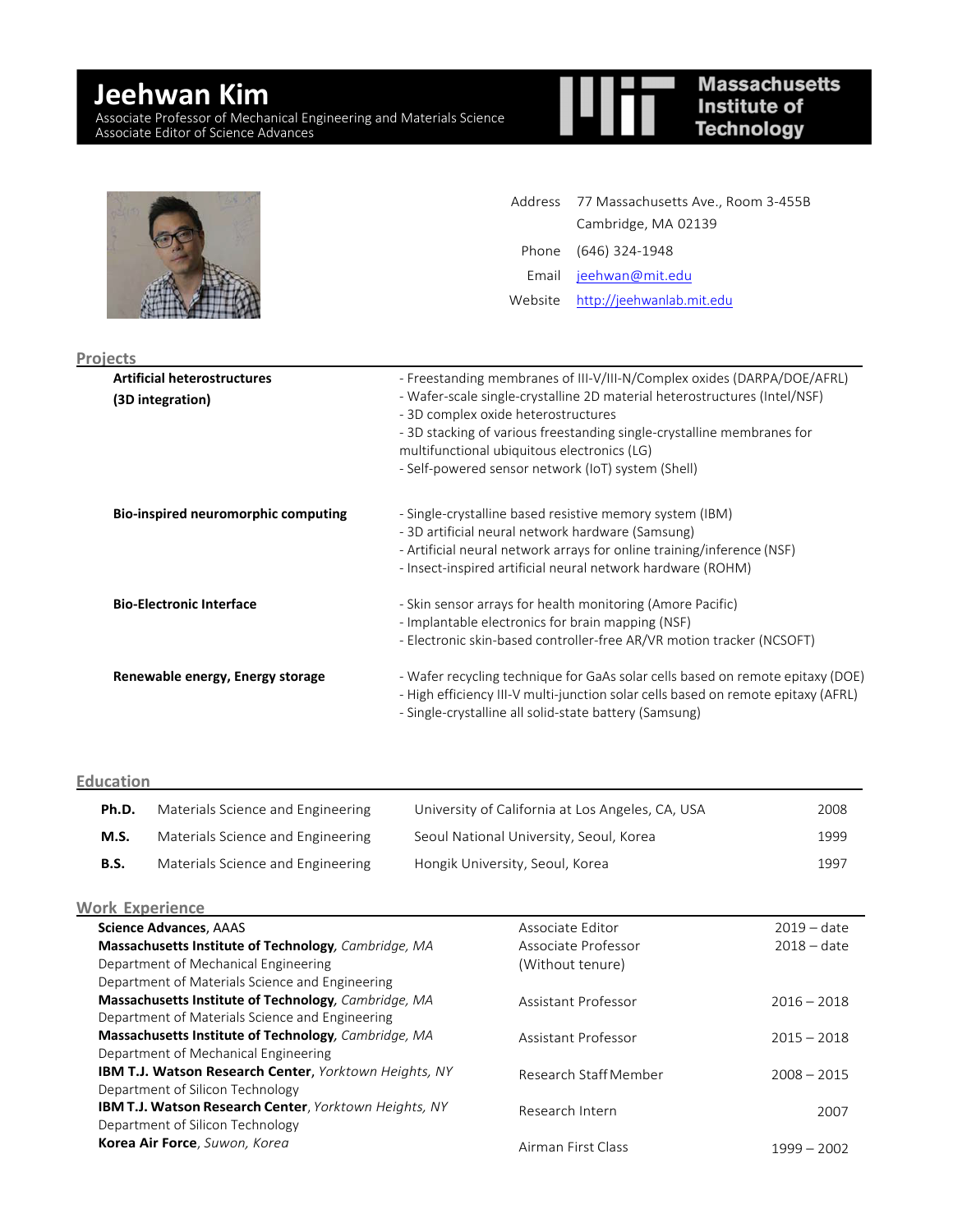# Jeehwan Kim

Associate Professor of Mechanical Engineering and Materials Science
Associate Editor of Science Advances

Massachusetts Institute of Technology

| | |
|---|---|
| Address | 77 Massachusetts Ave., Room 3-455B<br>Cambridge, MA 02139 |
| Phone | (646) 324-1948 |
| Email | jeehwan@mit.edu |
| Website | http://jeehwanlab.mit.edu |

## Projects

**Artificial heterostructures (3D integration)**

- Freestanding membranes of III-V/III-N/Complex oxides (DARPA/DOE/AFRL)
- Wafer-scale single-crystalline 2D material heterostructures (Intel/NSF)
- 3D complex oxide heterostructures
- 3D stacking of various freestanding single-crystalline membranes for multifunctional ubiquitous electronics (LG)
- Self-powered sensor network (IoT) system (Shell)

**Bio-inspired neuromorphic computing**

- Single-crystalline based resistive memory system (IBM)
- 3D artificial neural network hardware (Samsung)
- Artificial neural network arrays for online training/inference (NSF)
- Insect-inspired artificial neural network hardware (ROHM)

**Bio-Electronic Interface**

- Skin sensor arrays for health monitoring (Amore Pacific)
- Implantable electronics for brain mapping (NSF)
- Electronic skin-based controller-free AR/VR motion tracker (NCSOFT)

**Renewable energy, Energy storage**

- Wafer recycling technique for GaAs solar cells based on remote epitaxy (DOE)
- High efficiency III-V multi-junction solar cells based on remote epitaxy (AFRL)
- Single-crystalline all solid-state battery (Samsung)

## Education

| | | | |
|---|---|---|---|
| **Ph.D.** | Materials Science and Engineering | University of California at Los Angeles, CA, USA | 2008 |
| **M.S.** | Materials Science and Engineering | Seoul National University, Seoul, Korea | 1999 |
| **B.S.** | Materials Science and Engineering | Hongik University, Seoul, Korea | 1997 |

## Work Experience

| | | |
|---|---|---|
| **Science Advances**, AAAS | Associate Editor | 2019 – date |
| **Massachusetts Institute of Technology**, *Cambridge, MA*<br>Department of Mechanical Engineering<br>Department of Materials Science and Engineering | Associate Professor<br>(Without tenure) | 2018 – date |
| **Massachusetts Institute of Technology**, *Cambridge, MA*<br>Department of Materials Science and Engineering | Assistant Professor | 2016 – 2018 |
| **Massachusetts Institute of Technology**, *Cambridge, MA*<br>Department of Mechanical Engineering | Assistant Professor | 2015 – 2018 |
| **IBM T.J. Watson Research Center**, *Yorktown Heights, NY*<br>Department of Silicon Technology | Research Staff Member | 2008 – 2015 |
| **IBM T.J. Watson Research Center**, *Yorktown Heights, NY*<br>Department of Silicon Technology | Research Intern | 2007 |
| **Korea Air Force**, *Suwon, Korea* | Airman First Class | 1999 – 2002 |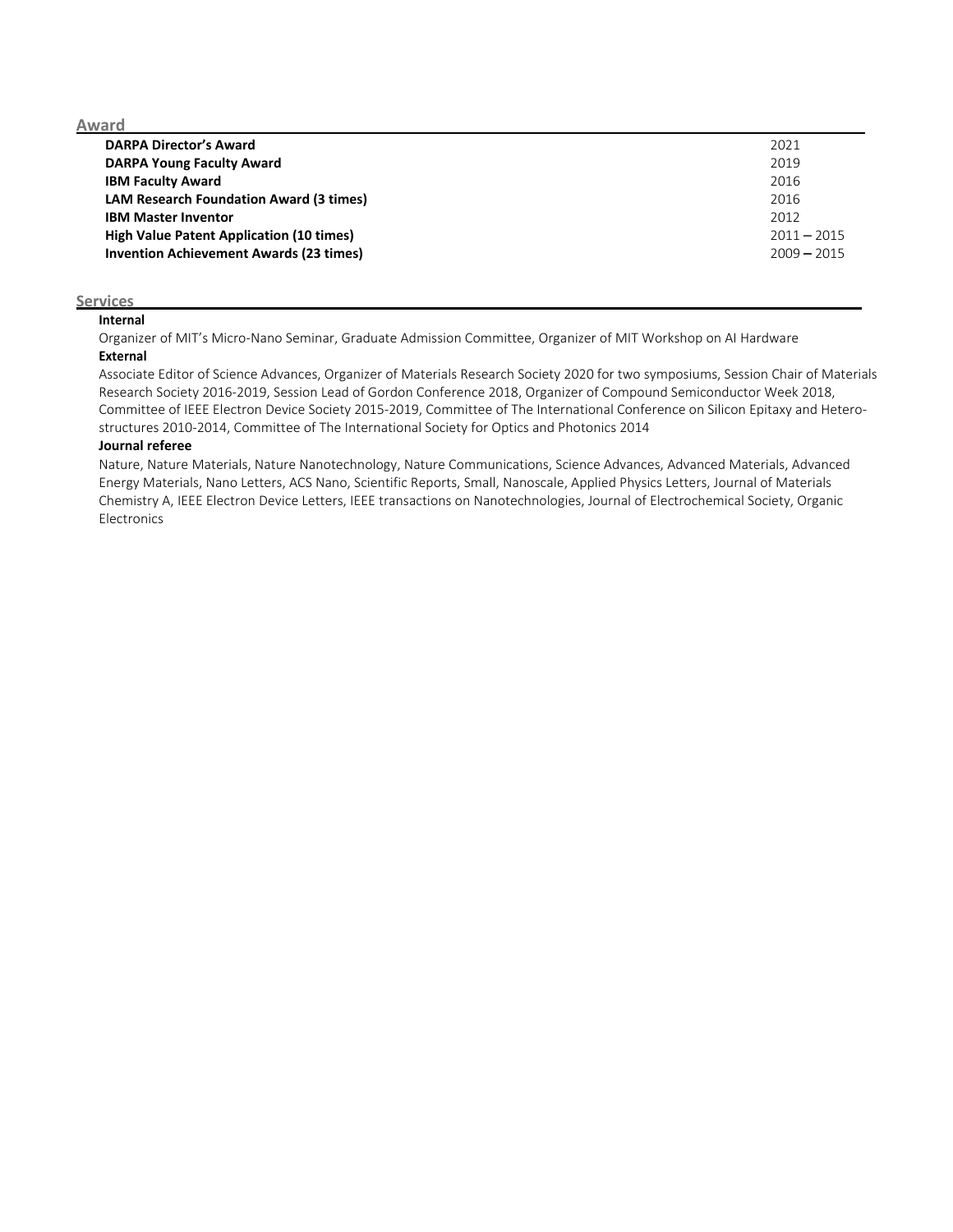## Award

| | |
|---|---|
| **DARPA Director's Award** | 2021 |
| **DARPA Young Faculty Award** | 2019 |
| **IBM Faculty Award** | 2016 |
| **LAM Research Foundation Award (3 times)** | 2016 |
| **IBM Master Inventor** | 2012 |
| **High Value Patent Application (10 times)** | 2011 – 2015 |
| **Invention Achievement Awards (23 times)** | 2009 – 2015 |

## Services

**Internal**

Organizer of MIT's Micro-Nano Seminar, Graduate Admission Committee, Organizer of MIT Workshop on AI Hardware

**External**

Associate Editor of Science Advances, Organizer of Materials Research Society 2020 for two symposiums, Session Chair of Materials Research Society 2016-2019, Session Lead of Gordon Conference 2018, Organizer of Compound Semiconductor Week 2018, Committee of IEEE Electron Device Society 2015-2019, Committee of The International Conference on Silicon Epitaxy and Hetero-structures 2010-2014, Committee of The International Society for Optics and Photonics 2014

**Journal referee**

Nature, Nature Materials, Nature Nanotechnology, Nature Communications, Science Advances, Advanced Materials, Advanced Energy Materials, Nano Letters, ACS Nano, Scientific Reports, Small, Nanoscale, Applied Physics Letters, Journal of Materials Chemistry A, IEEE Electron Device Letters, IEEE transactions on Nanotechnologies, Journal of Electrochemical Society, Organic Electronics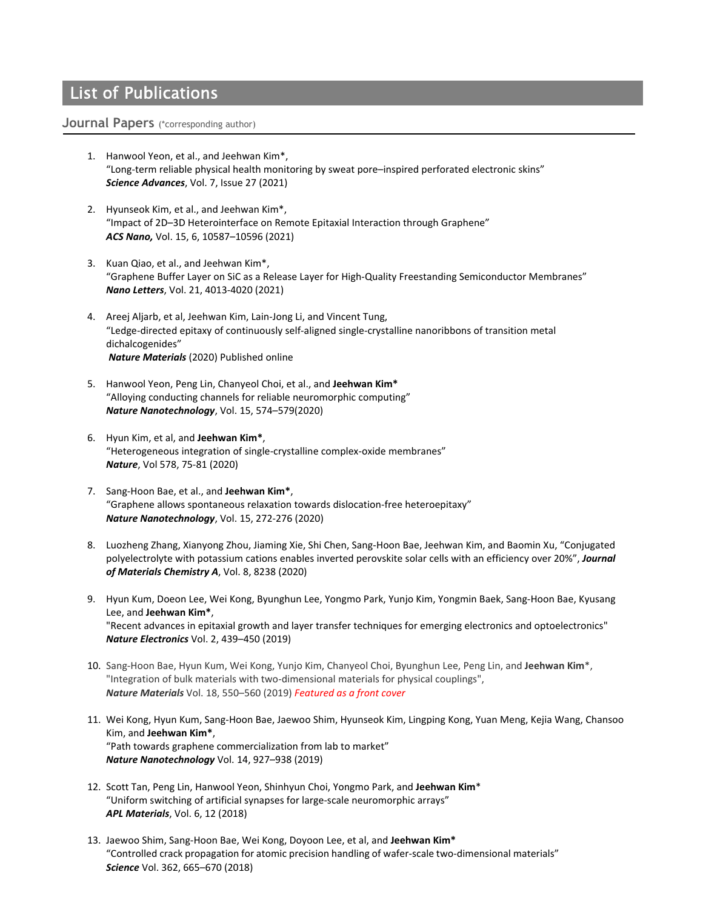## List of Publications

### Journal Papers (*corresponding author)

1. Hanwool Yeon, et al., and Jeehwan Kim*,
   "Long-term reliable physical health monitoring by sweat pore–inspired perforated electronic skins"
   ***Science Advances***, Vol. 7, Issue 27 (2021)

2. Hyunseok Kim, et al., and Jeehwan Kim*,
   "Impact of 2D–3D Heterointerface on Remote Epitaxial Interaction through Graphene"
   ***ACS Nano,*** Vol. 15, 6, 10587–10596 (2021)

3. Kuan Qiao, et al., and Jeehwan Kim*,
   "Graphene Buffer Layer on SiC as a Release Layer for High-Quality Freestanding Semiconductor Membranes"
   ***Nano Letters***, Vol. 21, 4013-4020 (2021)

4. Areej Aljarb, et al, Jeehwan Kim, Lain-Jong Li, and Vincent Tung,
   "Ledge-directed epitaxy of continuously self-aligned single-crystalline nanoribbons of transition metal dichalcogenides"
   ***Nature Materials*** (2020) Published online

5. Hanwool Yeon, Peng Lin, Chanyeol Choi, et al., and **Jeehwan Kim***
   "Alloying conducting channels for reliable neuromorphic computing"
   ***Nature Nanotechnology***, Vol. 15, 574–579(2020)

6. Hyun Kim, et al, and **Jeehwan Kim***,
   "Heterogeneous integration of single-crystalline complex-oxide membranes"
   ***Nature***, Vol 578, 75-81 (2020)

7. Sang-Hoon Bae, et al., and **Jeehwan Kim***,
   "Graphene allows spontaneous relaxation towards dislocation-free heteroepitaxy"
   ***Nature Nanotechnology***, Vol. 15, 272-276 (2020)

8. Luozheng Zhang, Xianyong Zhou, Jiaming Xie, Shi Chen, Sang-Hoon Bae, Jeehwan Kim, and Baomin Xu, "Conjugated polyelectrolyte with potassium cations enables inverted perovskite solar cells with an efficiency over 20%", ***Journal of Materials Chemistry A***, Vol. 8, 8238 (2020)

9. Hyun Kum, Doeon Lee, Wei Kong, Byunghun Lee, Yongmo Park, Yunjo Kim, Yongmin Baek, Sang-Hoon Bae, Kyusang Lee, and **Jeehwan Kim***,
   "Recent advances in epitaxial growth and layer transfer techniques for emerging electronics and optoelectronics"
   ***Nature Electronics*** Vol. 2, 439–450 (2019)

10. Sang-Hoon Bae, Hyun Kum, Wei Kong, Yunjo Kim, Chanyeol Choi, Byunghun Lee, Peng Lin, and **Jeehwan Kim***,
    "Integration of bulk materials with two-dimensional materials for physical couplings",
    ***Nature Materials*** Vol. 18, 550–560 (2019) *Featured as a front cover*

11. Wei Kong, Hyun Kum, Sang-Hoon Bae, Jaewoo Shim, Hyunseok Kim, Lingping Kong, Yuan Meng, Kejia Wang, Chansoo Kim, and **Jeehwan Kim***,
    "Path towards graphene commercialization from lab to market"
    ***Nature Nanotechnology*** Vol. 14, 927–938 (2019)

12. Scott Tan, Peng Lin, Hanwool Yeon, Shinhyun Choi, Yongmo Park, and **Jeehwan Kim***
    "Uniform switching of artificial synapses for large-scale neuromorphic arrays"
    ***APL Materials***, Vol. 6, 12 (2018)

13. Jaewoo Shim, Sang-Hoon Bae, Wei Kong, Doyoon Lee, et al, and **Jeehwan Kim***
    "Controlled crack propagation for atomic precision handling of wafer-scale two-dimensional materials"
    ***Science*** Vol. 362, 665–670 (2018)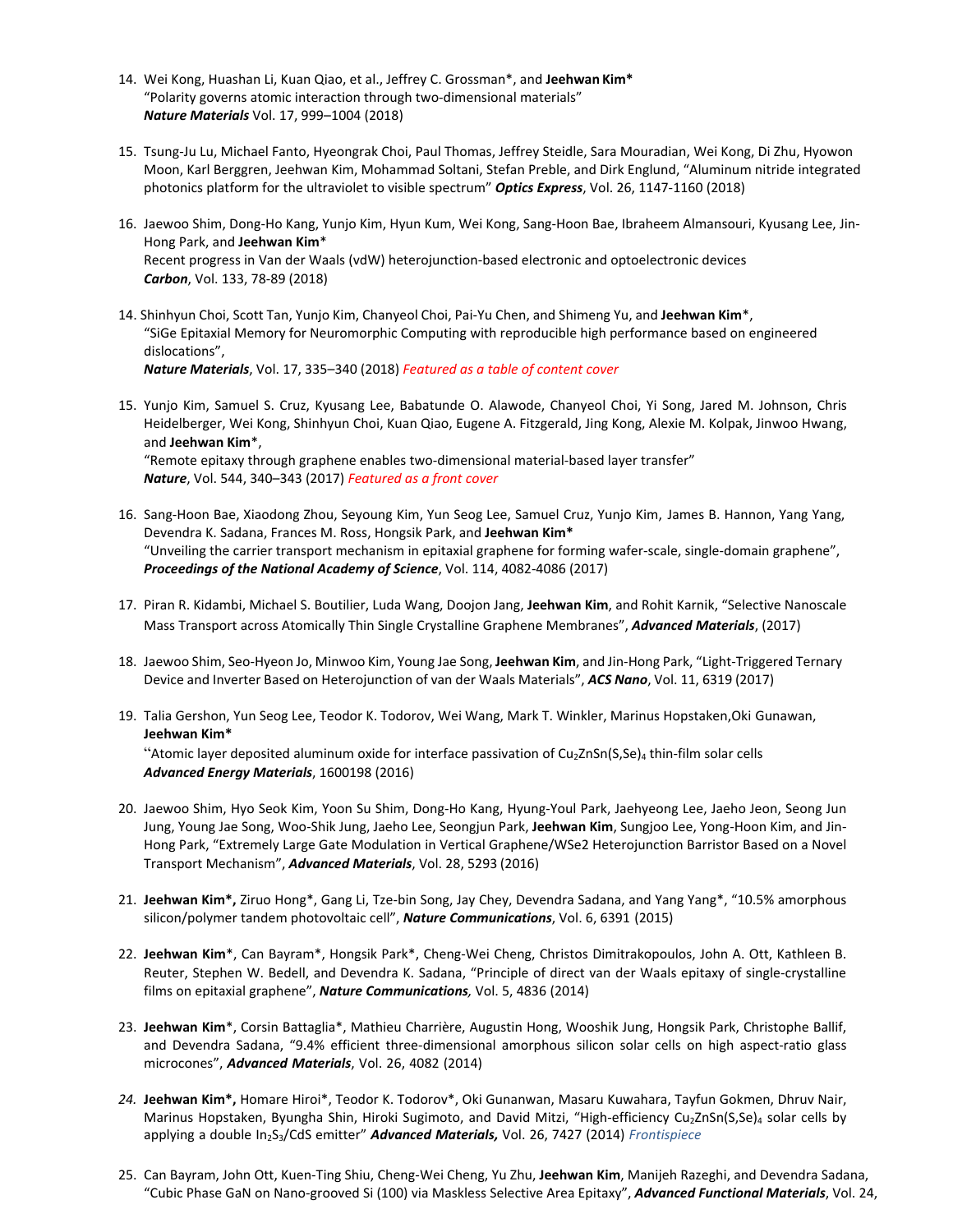14. Wei Kong, Huashan Li, Kuan Qiao, et al., Jeffrey C. Grossman*, and **Jeehwan Kim***
    "Polarity governs atomic interaction through two-dimensional materials"
    ***Nature Materials*** Vol. 17, 999–1004 (2018)

15. Tsung-Ju Lu, Michael Fanto, Hyeongrak Choi, Paul Thomas, Jeffrey Steidle, Sara Mouradian, Wei Kong, Di Zhu, Hyowon Moon, Karl Berggren, Jeehwan Kim, Mohammad Soltani, Stefan Preble, and Dirk Englund, "Aluminum nitride integrated photonics platform for the ultraviolet to visible spectrum" ***Optics Express***, Vol. 26, 1147-1160 (2018)

16. Jaewoo Shim, Dong-Ho Kang, Yunjo Kim, Hyun Kum, Wei Kong, Sang-Hoon Bae, Ibraheem Almansouri, Kyusang Lee, Jin-Hong Park, and **Jeehwan Kim***
    Recent progress in Van der Waals (vdW) heterojunction-based electronic and optoelectronic devices
    ***Carbon***, Vol. 133, 78-89 (2018)

14. Shinhyun Choi, Scott Tan, Yunjo Kim, Chanyeol Choi, Pai-Yu Chen, and Shimeng Yu, and **Jeehwan Kim***,
    "SiGe Epitaxial Memory for Neuromorphic Computing with reproducible high performance based on engineered dislocations",
    ***Nature Materials***, Vol. 17, 335–340 (2018) *Featured as a table of content cover*

15. Yunjo Kim, Samuel S. Cruz, Kyusang Lee, Babatunde O. Alawode, Chanyeol Choi, Yi Song, Jared M. Johnson, Chris Heidelberger, Wei Kong, Shinhyun Choi, Kuan Qiao, Eugene A. Fitzgerald, Jing Kong, Alexie M. Kolpak, Jinwoo Hwang, and **Jeehwan Kim***,
    "Remote epitaxy through graphene enables two-dimensional material-based layer transfer"
    ***Nature***, Vol. 544, 340–343 (2017) *Featured as a front cover*

16. Sang-Hoon Bae, Xiaodong Zhou, Seyoung Kim, Yun Seog Lee, Samuel Cruz, Yunjo Kim, James B. Hannon, Yang Yang, Devendra K. Sadana, Frances M. Ross, Hongsik Park, and **Jeehwan Kim***
    "Unveiling the carrier transport mechanism in epitaxial graphene for forming wafer-scale, single-domain graphene",
    ***Proceedings of the National Academy of Science***, Vol. 114, 4082-4086 (2017)

17. Piran R. Kidambi, Michael S. Boutilier, Luda Wang, Doojon Jang, **Jeehwan Kim**, and Rohit Karnik, "Selective Nanoscale Mass Transport across Atomically Thin Single Crystalline Graphene Membranes", ***Advanced Materials***, (2017)

18. Jaewoo Shim, Seo-Hyeon Jo, Minwoo Kim, Young Jae Song, **Jeehwan Kim**, and Jin-Hong Park, "Light-Triggered Ternary Device and Inverter Based on Heterojunction of van der Waals Materials", ***ACS Nano***, Vol. 11, 6319 (2017)

19. Talia Gershon, Yun Seog Lee, Teodor K. Todorov, Wei Wang, Mark T. Winkler, Marinus Hopstaken,Oki Gunawan, **Jeehwan Kim***
    "Atomic layer deposited aluminum oxide for interface passivation of $Cu_2ZnSn(S,Se)_4$ thin-film solar cells
    ***Advanced Energy Materials***, 1600198 (2016)

20. Jaewoo Shim, Hyo Seok Kim, Yoon Su Shim, Dong-Ho Kang, Hyung-Youl Park, Jaehyeong Lee, Jaeho Jeon, Seong Jun Jung, Young Jae Song, Woo-Shik Jung, Jaeho Lee, Seongjun Park, **Jeehwan Kim**, Sungjoo Lee, Yong-Hoon Kim, and Jin-Hong Park, "Extremely Large Gate Modulation in Vertical Graphene/WSe2 Heterojunction Barristor Based on a Novel Transport Mechanism", ***Advanced Materials***, Vol. 28, 5293 (2016)

21. **Jeehwan Kim*,** Ziruo Hong*, Gang Li, Tze-bin Song, Jay Chey, Devendra Sadana, and Yang Yang*, "10.5% amorphous silicon/polymer tandem photovoltaic cell", ***Nature Communications***, Vol. 6, 6391 (2015)

22. **Jeehwan Kim***, Can Bayram*, Hongsik Park*, Cheng-Wei Cheng, Christos Dimitrakopoulos, John A. Ott, Kathleen B. Reuter, Stephen W. Bedell, and Devendra K. Sadana, "Principle of direct van der Waals epitaxy of single-crystalline films on epitaxial graphene", ***Nature Communications,*** Vol. 5, 4836 (2014)

23. **Jeehwan Kim***, Corsin Battaglia*, Mathieu Charrière, Augustin Hong, Wooshik Jung, Hongsik Park, Christophe Ballif, and Devendra Sadana, "9.4% efficient three-dimensional amorphous silicon solar cells on high aspect-ratio glass microcones", ***Advanced Materials***, Vol. 26, 4082 (2014)

24. **Jeehwan Kim*,** Homare Hiroi*, Teodor K. Todorov*, Oki Gunanwan, Masaru Kuwahara, Tayfun Gokmen, Dhruv Nair, Marinus Hopstaken, Byungha Shin, Hiroki Sugimoto, and David Mitzi, "High-efficiency $Cu_2ZnSn(S,Se)_4$ solar cells by applying a double $In_2S_3$/CdS emitter" ***Advanced Materials,*** Vol. 26, 7427 (2014) *Frontispiece*

25. Can Bayram, John Ott, Kuen-Ting Shiu, Cheng-Wei Cheng, Yu Zhu, **Jeehwan Kim**, Manijeh Razeghi, and Devendra Sadana, "Cubic Phase GaN on Nano-grooved Si (100) via Maskless Selective Area Epitaxy", ***Advanced Functional Materials***, Vol. 24,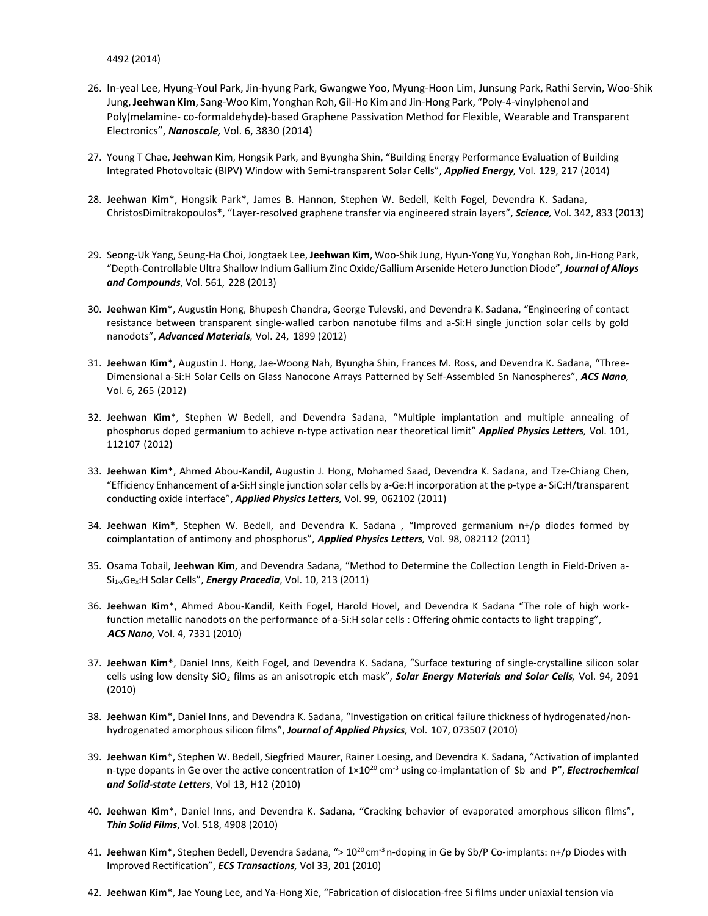4492 (2014)

26. In-yeal Lee, Hyung-Youl Park, Jin-hyung Park, Gwangwe Yoo, Myung-Hoon Lim, Junsung Park, Rathi Servin, Woo-Shik Jung, **Jeehwan Kim**, Sang-Woo Kim, Yonghan Roh, Gil-Ho Kim and Jin-Hong Park, "Poly-4-vinylphenol and Poly(melamine- co-formaldehyde)-based Graphene Passivation Method for Flexible, Wearable and Transparent Electronics", ***Nanoscale,*** Vol. 6, 3830 (2014)

27. Young T Chae, **Jeehwan Kim**, Hongsik Park, and Byungha Shin, "Building Energy Performance Evaluation of Building Integrated Photovoltaic (BIPV) Window with Semi-transparent Solar Cells", ***Applied Energy,*** Vol. 129, 217 (2014)

28. **Jeehwan Kim***, Hongsik Park*, James B. Hannon, Stephen W. Bedell, Keith Fogel, Devendra K. Sadana, ChristosDimitrakopoulos*, "Layer-resolved graphene transfer via engineered strain layers", ***Science,*** Vol. 342, 833 (2013)

29. Seong-Uk Yang, Seung-Ha Choi, Jongtaek Lee, **Jeehwan Kim**, Woo-Shik Jung, Hyun-Yong Yu, Yonghan Roh, Jin-Hong Park, "Depth-Controllable Ultra Shallow Indium Gallium Zinc Oxide/Gallium Arsenide Hetero Junction Diode", ***Journal of Alloys and Compounds***, Vol. 561, 228 (2013)

30. **Jeehwan Kim***, Augustin Hong, Bhupesh Chandra, George Tulevski, and Devendra K. Sadana, "Engineering of contact resistance between transparent single-walled carbon nanotube films and a-Si:H single junction solar cells by gold nanodots", ***Advanced Materials,*** Vol. 24, 1899 (2012)

31. **Jeehwan Kim***, Augustin J. Hong, Jae-Woong Nah, Byungha Shin, Frances M. Ross, and Devendra K. Sadana, "Three-Dimensional a-Si:H Solar Cells on Glass Nanocone Arrays Patterned by Self-Assembled Sn Nanospheres", ***ACS Nano,*** Vol. 6, 265 (2012)

32. **Jeehwan Kim***, Stephen W Bedell, and Devendra Sadana, "Multiple implantation and multiple annealing of phosphorus doped germanium to achieve n-type activation near theoretical limit" ***Applied Physics Letters,*** Vol. 101, 112107 (2012)

33. **Jeehwan Kim***, Ahmed Abou-Kandil, Augustin J. Hong, Mohamed Saad, Devendra K. Sadana, and Tze-Chiang Chen, "Efficiency Enhancement of a-Si:H single junction solar cells by a-Ge:H incorporation at the p-type a- SiC:H/transparent conducting oxide interface", ***Applied Physics Letters,*** Vol. 99, 062102 (2011)

34. **Jeehwan Kim***, Stephen W. Bedell, and Devendra K. Sadana , "Improved germanium n+/p diodes formed by coimplantation of antimony and phosphorus", ***Applied Physics Letters,*** Vol. 98, 082112 (2011)

35. Osama Tobail, **Jeehwan Kim**, and Devendra Sadana, "Method to Determine the Collection Length in Field-Driven a-$Si_{1-x}Ge_x$:H Solar Cells", ***Energy Procedia***, Vol. 10, 213 (2011)

36. **Jeehwan Kim***, Ahmed Abou-Kandil, Keith Fogel, Harold Hovel, and Devendra K Sadana "The role of high work-function metallic nanodots on the performance of a-Si:H solar cells : Offering ohmic contacts to light trapping", ***ACS Nano,*** Vol. 4, 7331 (2010)

37. **Jeehwan Kim***, Daniel Inns, Keith Fogel, and Devendra K. Sadana, "Surface texturing of single-crystalline silicon solar cells using low density $SiO_2$ films as an anisotropic etch mask", ***Solar Energy Materials and Solar Cells,*** Vol. 94, 2091 (2010)

38. **Jeehwan Kim***, Daniel Inns, and Devendra K. Sadana, "Investigation on critical failure thickness of hydrogenated/non-hydrogenated amorphous silicon films", ***Journal of Applied Physics,*** Vol. 107, 073507 (2010)

39. **Jeehwan Kim***, Stephen W. Bedell, Siegfried Maurer, Rainer Loesing, and Devendra K. Sadana, "Activation of implanted n-type dopants in Ge over the active concentration of $1\times10^{20}$ $cm^{-3}$ using co-implantation of Sb and P", ***Electrochemical and Solid-state Letters***, Vol 13, H12 (2010)

40. **Jeehwan Kim***, Daniel Inns, and Devendra K. Sadana, "Cracking behavior of evaporated amorphous silicon films", ***Thin Solid Films***, Vol. 518, 4908 (2010)

41. **Jeehwan Kim***, Stephen Bedell, Devendra Sadana, "> $10^{20}$ $cm^{-3}$ n-doping in Ge by Sb/P Co-implants: n+/p Diodes with Improved Rectification", ***ECS Transactions,*** Vol 33, 201 (2010)

42. **Jeehwan Kim***, Jae Young Lee, and Ya-Hong Xie, "Fabrication of dislocation-free Si films under uniaxial tension via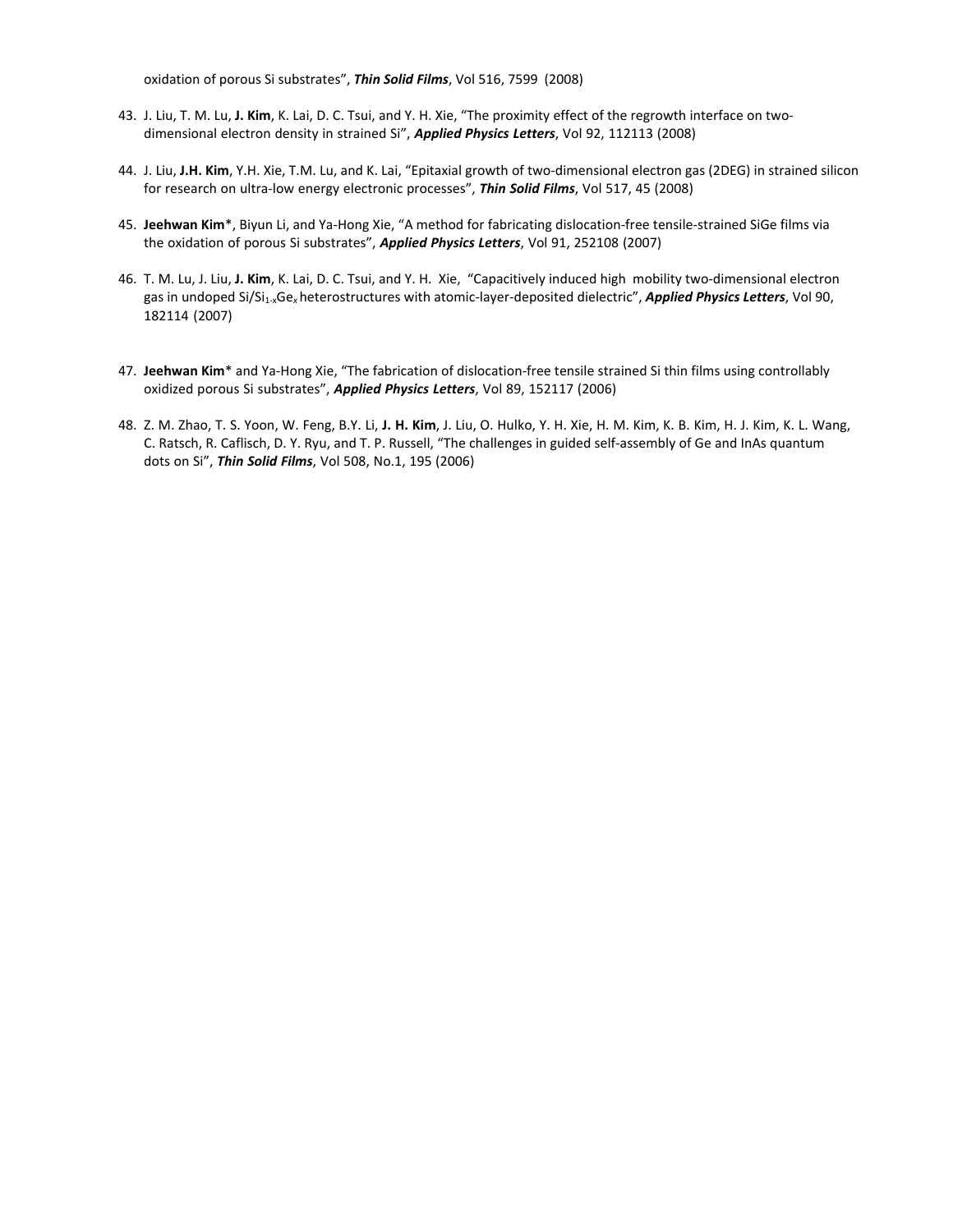oxidation of porous Si substrates", ***Thin Solid Films***, Vol 516, 7599 (2008)

43. J. Liu, T. M. Lu, **J. Kim**, K. Lai, D. C. Tsui, and Y. H. Xie, "The proximity effect of the regrowth interface on two-dimensional electron density in strained Si", ***Applied Physics Letters***, Vol 92, 112113 (2008)

44. J. Liu, **J.H. Kim**, Y.H. Xie, T.M. Lu, and K. Lai, "Epitaxial growth of two-dimensional electron gas (2DEG) in strained silicon for research on ultra-low energy electronic processes", ***Thin Solid Films***, Vol 517, 45 (2008)

45. **Jeehwan Kim***, Biyun Li, and Ya-Hong Xie, "A method for fabricating dislocation-free tensile-strained SiGe films via the oxidation of porous Si substrates", ***Applied Physics Letters***, Vol 91, 252108 (2007)

46. T. M. Lu, J. Liu, **J. Kim**, K. Lai, D. C. Tsui, and Y. H. Xie, "Capacitively induced high mobility two-dimensional electron gas in undoped $Si/Si_{1-x}Ge_x$ heterostructures with atomic-layer-deposited dielectric", ***Applied Physics Letters***, Vol 90, 182114 (2007)

47. **Jeehwan Kim*** and Ya-Hong Xie, "The fabrication of dislocation-free tensile strained Si thin films using controllably oxidized porous Si substrates", ***Applied Physics Letters***, Vol 89, 152117 (2006)

48. Z. M. Zhao, T. S. Yoon, W. Feng, B.Y. Li, **J. H. Kim**, J. Liu, O. Hulko, Y. H. Xie, H. M. Kim, K. B. Kim, H. J. Kim, K. L. Wang, C. Ratsch, R. Caflisch, D. Y. Ryu, and T. P. Russell, "The challenges in guided self-assembly of Ge and InAs quantum dots on Si", ***Thin Solid Films***, Vol 508, No.1, 195 (2006)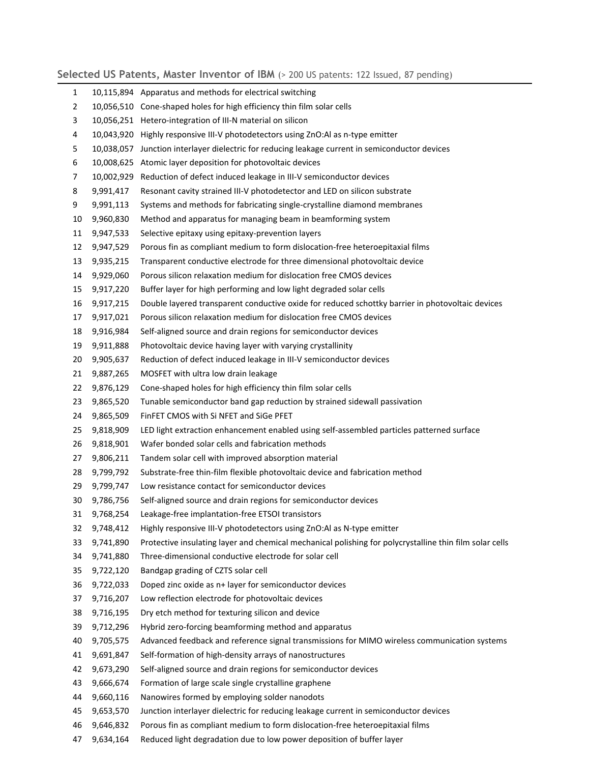## Selected US Patents, Master Inventor of IBM (> 200 US patents: 122 Issued, 87 pending)

| | | |
|---|---|---|
| 1 | 10,115,894 | Apparatus and methods for electrical switching |
| 2 | 10,056,510 | Cone-shaped holes for high efficiency thin film solar cells |
| 3 | 10,056,251 | Hetero-integration of III-N material on silicon |
| 4 | 10,043,920 | Highly responsive III-V photodetectors using ZnO:Al as n-type emitter |
| 5 | 10,038,057 | Junction interlayer dielectric for reducing leakage current in semiconductor devices |
| 6 | 10,008,625 | Atomic layer deposition for photovoltaic devices |
| 7 | 10,002,929 | Reduction of defect induced leakage in III-V semiconductor devices |
| 8 | 9,991,417 | Resonant cavity strained III-V photodetector and LED on silicon substrate |
| 9 | 9,991,113 | Systems and methods for fabricating single-crystalline diamond membranes |
| 10 | 9,960,830 | Method and apparatus for managing beam in beamforming system |
| 11 | 9,947,533 | Selective epitaxy using epitaxy-prevention layers |
| 12 | 9,947,529 | Porous fin as compliant medium to form dislocation-free heteroepitaxial films |
| 13 | 9,935,215 | Transparent conductive electrode for three dimensional photovoltaic device |
| 14 | 9,929,060 | Porous silicon relaxation medium for dislocation free CMOS devices |
| 15 | 9,917,220 | Buffer layer for high performing and low light degraded solar cells |
| 16 | 9,917,215 | Double layered transparent conductive oxide for reduced schottky barrier in photovoltaic devices |
| 17 | 9,917,021 | Porous silicon relaxation medium for dislocation free CMOS devices |
| 18 | 9,916,984 | Self-aligned source and drain regions for semiconductor devices |
| 19 | 9,911,888 | Photovoltaic device having layer with varying crystallinity |
| 20 | 9,905,637 | Reduction of defect induced leakage in III-V semiconductor devices |
| 21 | 9,887,265 | MOSFET with ultra low drain leakage |
| 22 | 9,876,129 | Cone-shaped holes for high efficiency thin film solar cells |
| 23 | 9,865,520 | Tunable semiconductor band gap reduction by strained sidewall passivation |
| 24 | 9,865,509 | FinFET CMOS with Si NFET and SiGe PFET |
| 25 | 9,818,909 | LED light extraction enhancement enabled using self-assembled particles patterned surface |
| 26 | 9,818,901 | Wafer bonded solar cells and fabrication methods |
| 27 | 9,806,211 | Tandem solar cell with improved absorption material |
| 28 | 9,799,792 | Substrate-free thin-film flexible photovoltaic device and fabrication method |
| 29 | 9,799,747 | Low resistance contact for semiconductor devices |
| 30 | 9,786,756 | Self-aligned source and drain regions for semiconductor devices |
| 31 | 9,768,254 | Leakage-free implantation-free ETSOI transistors |
| 32 | 9,748,412 | Highly responsive III-V photodetectors using ZnO:Al as N-type emitter |
| 33 | 9,741,890 | Protective insulating layer and chemical mechanical polishing for polycrystalline thin film solar cells |
| 34 | 9,741,880 | Three-dimensional conductive electrode for solar cell |
| 35 | 9,722,120 | Bandgap grading of CZTS solar cell |
| 36 | 9,722,033 | Doped zinc oxide as n+ layer for semiconductor devices |
| 37 | 9,716,207 | Low reflection electrode for photovoltaic devices |
| 38 | 9,716,195 | Dry etch method for texturing silicon and device |
| 39 | 9,712,296 | Hybrid zero-forcing beamforming method and apparatus |
| 40 | 9,705,575 | Advanced feedback and reference signal transmissions for MIMO wireless communication systems |
| 41 | 9,691,847 | Self-formation of high-density arrays of nanostructures |
| 42 | 9,673,290 | Self-aligned source and drain regions for semiconductor devices |
| 43 | 9,666,674 | Formation of large scale single crystalline graphene |
| 44 | 9,660,116 | Nanowires formed by employing solder nanodots |
| 45 | 9,653,570 | Junction interlayer dielectric for reducing leakage current in semiconductor devices |
| 46 | 9,646,832 | Porous fin as compliant medium to form dislocation-free heteroepitaxial films |
| 47 | 9,634,164 | Reduced light degradation due to low power deposition of buffer layer |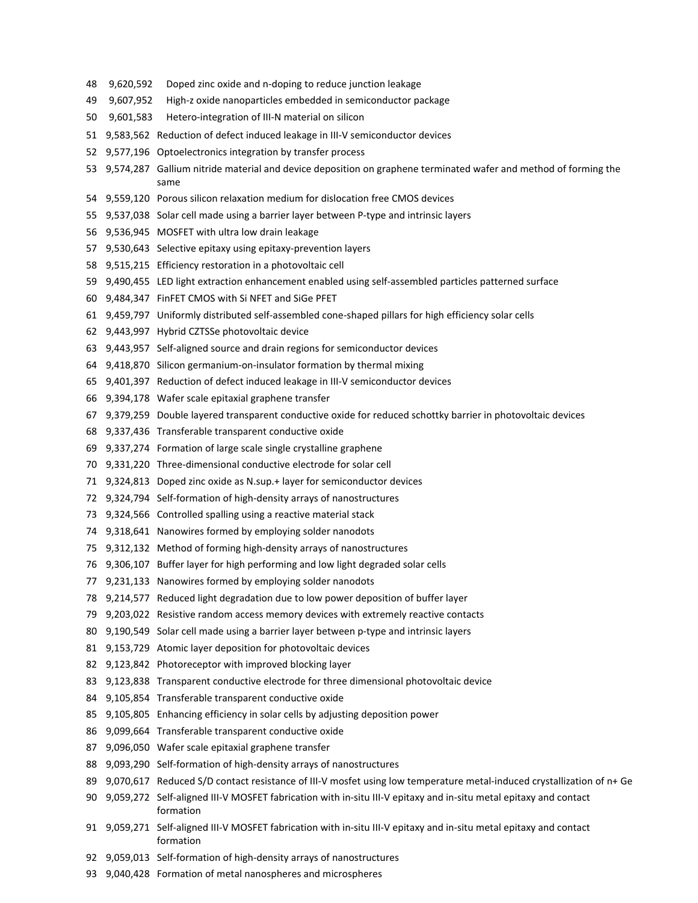| | | |
|---|---|---|
| 48 | 9,620,592 | Doped zinc oxide and n-doping to reduce junction leakage |
| 49 | 9,607,952 | High-z oxide nanoparticles embedded in semiconductor package |
| 50 | 9,601,583 | Hetero-integration of III-N material on silicon |
| 51 | 9,583,562 | Reduction of defect induced leakage in III-V semiconductor devices |
| 52 | 9,577,196 | Optoelectronics integration by transfer process |
| 53 | 9,574,287 | Gallium nitride material and device deposition on graphene terminated wafer and method of forming the same |
| 54 | 9,559,120 | Porous silicon relaxation medium for dislocation free CMOS devices |
| 55 | 9,537,038 | Solar cell made using a barrier layer between P-type and intrinsic layers |
| 56 | 9,536,945 | MOSFET with ultra low drain leakage |
| 57 | 9,530,643 | Selective epitaxy using epitaxy-prevention layers |
| 58 | 9,515,215 | Efficiency restoration in a photovoltaic cell |
| 59 | 9,490,455 | LED light extraction enhancement enabled using self-assembled particles patterned surface |
| 60 | 9,484,347 | FinFET CMOS with Si NFET and SiGe PFET |
| 61 | 9,459,797 | Uniformly distributed self-assembled cone-shaped pillars for high efficiency solar cells |
| 62 | 9,443,997 | Hybrid CZTSSe photovoltaic device |
| 63 | 9,443,957 | Self-aligned source and drain regions for semiconductor devices |
| 64 | 9,418,870 | Silicon germanium-on-insulator formation by thermal mixing |
| 65 | 9,401,397 | Reduction of defect induced leakage in III-V semiconductor devices |
| 66 | 9,394,178 | Wafer scale epitaxial graphene transfer |
| 67 | 9,379,259 | Double layered transparent conductive oxide for reduced schottky barrier in photovoltaic devices |
| 68 | 9,337,436 | Transferable transparent conductive oxide |
| 69 | 9,337,274 | Formation of large scale single crystalline graphene |
| 70 | 9,331,220 | Three-dimensional conductive electrode for solar cell |
| 71 | 9,324,813 | Doped zinc oxide as N.sup.+ layer for semiconductor devices |
| 72 | 9,324,794 | Self-formation of high-density arrays of nanostructures |
| 73 | 9,324,566 | Controlled spalling using a reactive material stack |
| 74 | 9,318,641 | Nanowires formed by employing solder nanodots |
| 75 | 9,312,132 | Method of forming high-density arrays of nanostructures |
| 76 | 9,306,107 | Buffer layer for high performing and low light degraded solar cells |
| 77 | 9,231,133 | Nanowires formed by employing solder nanodots |
| 78 | 9,214,577 | Reduced light degradation due to low power deposition of buffer layer |
| 79 | 9,203,022 | Resistive random access memory devices with extremely reactive contacts |
| 80 | 9,190,549 | Solar cell made using a barrier layer between p-type and intrinsic layers |
| 81 | 9,153,729 | Atomic layer deposition for photovoltaic devices |
| 82 | 9,123,842 | Photoreceptor with improved blocking layer |
| 83 | 9,123,838 | Transparent conductive electrode for three dimensional photovoltaic device |
| 84 | 9,105,854 | Transferable transparent conductive oxide |
| 85 | 9,105,805 | Enhancing efficiency in solar cells by adjusting deposition power |
| 86 | 9,099,664 | Transferable transparent conductive oxide |
| 87 | 9,096,050 | Wafer scale epitaxial graphene transfer |
| 88 | 9,093,290 | Self-formation of high-density arrays of nanostructures |
| 89 | 9,070,617 | Reduced S/D contact resistance of III-V mosfet using low temperature metal-induced crystallization of n+ Ge |
| 90 | 9,059,272 | Self-aligned III-V MOSFET fabrication with in-situ III-V epitaxy and in-situ metal epitaxy and contact formation |
| 91 | 9,059,271 | Self-aligned III-V MOSFET fabrication with in-situ III-V epitaxy and in-situ metal epitaxy and contact formation |
| 92 | 9,059,013 | Self-formation of high-density arrays of nanostructures |
| 93 | 9,040,428 | Formation of metal nanospheres and microspheres |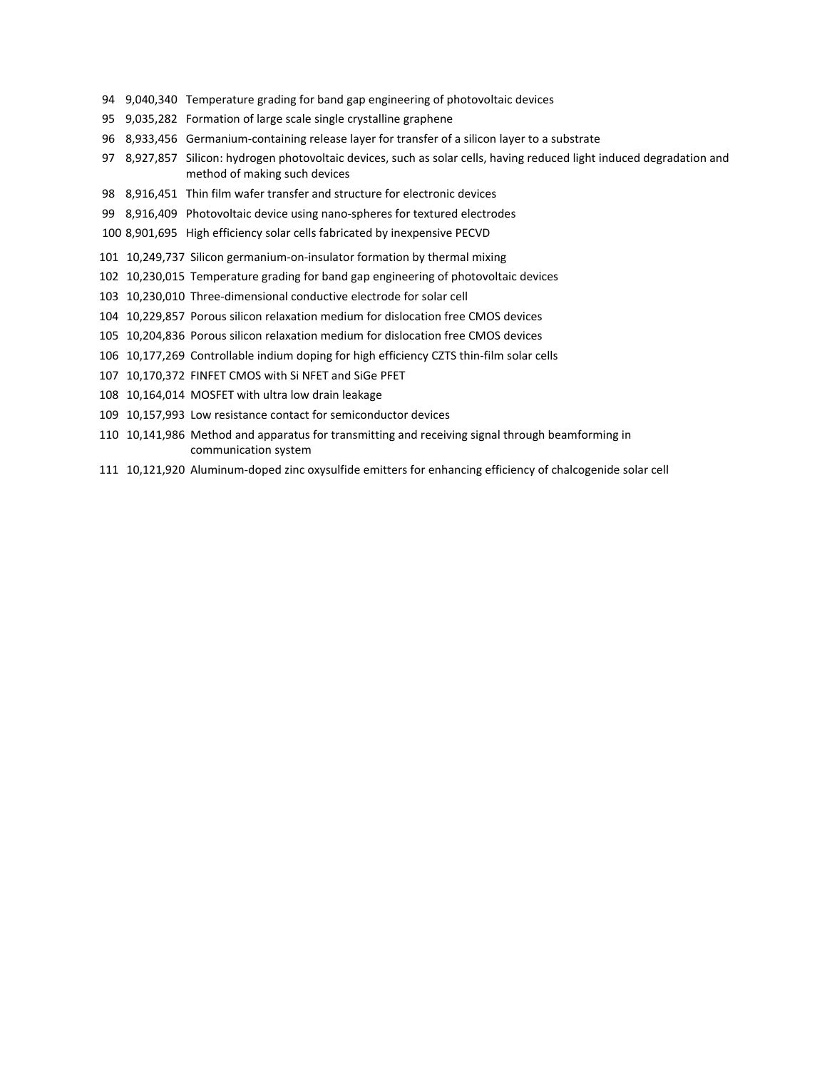94 9,040,340 Temperature grading for band gap engineering of photovoltaic devices

95 9,035,282 Formation of large scale single crystalline graphene

96 8,933,456 Germanium-containing release layer for transfer of a silicon layer to a substrate

97 8,927,857 Silicon: hydrogen photovoltaic devices, such as solar cells, having reduced light induced degradation and method of making such devices

98 8,916,451 Thin film wafer transfer and structure for electronic devices

99 8,916,409 Photovoltaic device using nano-spheres for textured electrodes

100 8,901,695 High efficiency solar cells fabricated by inexpensive PECVD

101 10,249,737 Silicon germanium-on-insulator formation by thermal mixing

102 10,230,015 Temperature grading for band gap engineering of photovoltaic devices

103 10,230,010 Three-dimensional conductive electrode for solar cell

104 10,229,857 Porous silicon relaxation medium for dislocation free CMOS devices

105 10,204,836 Porous silicon relaxation medium for dislocation free CMOS devices

106 10,177,269 Controllable indium doping for high efficiency CZTS thin-film solar cells

107 10,170,372 FINFET CMOS with Si NFET and SiGe PFET

108 10,164,014 MOSFET with ultra low drain leakage

109 10,157,993 Low resistance contact for semiconductor devices

110 10,141,986 Method and apparatus for transmitting and receiving signal through beamforming in communication system

111 10,121,920 Aluminum-doped zinc oxysulfide emitters for enhancing efficiency of chalcogenide solar cell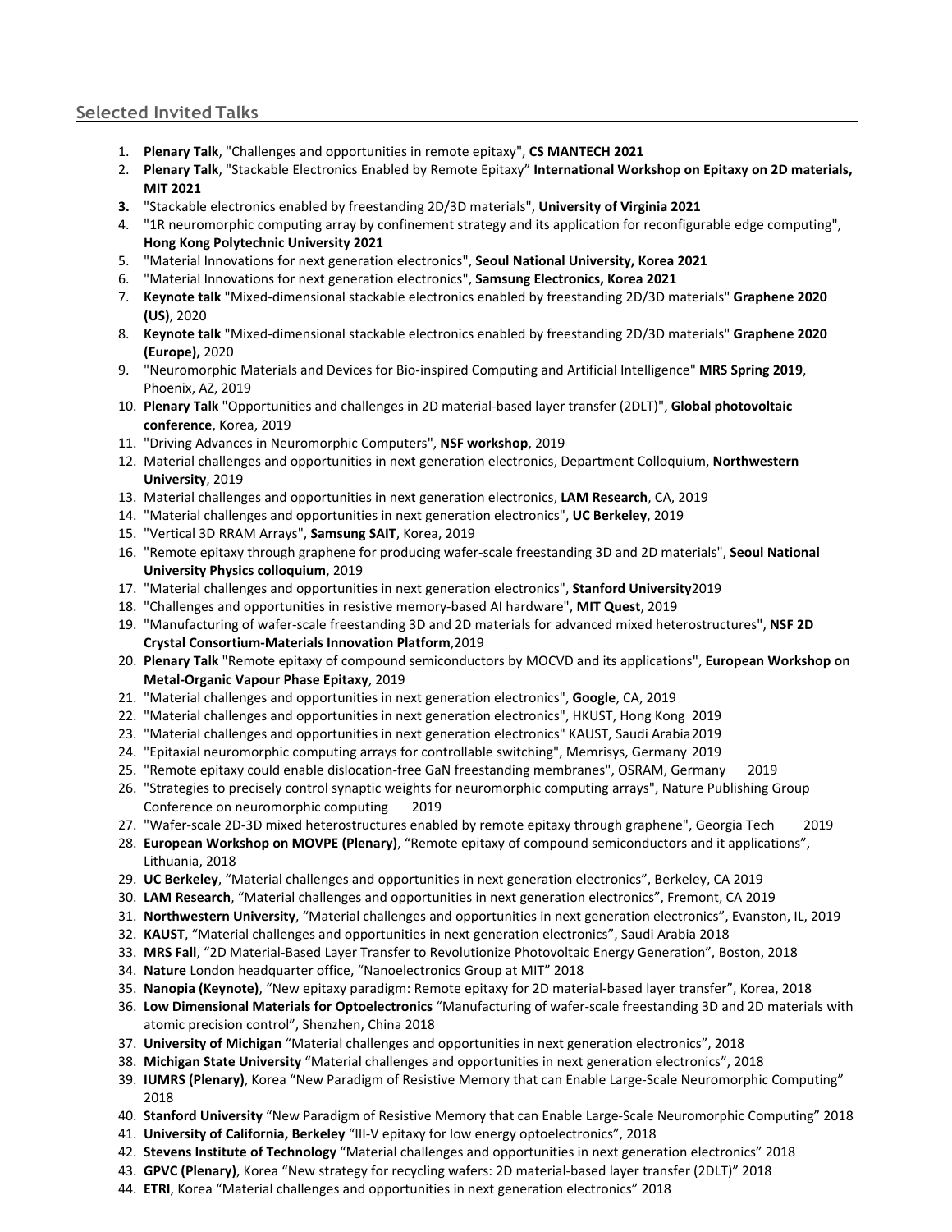## Selected Invited Talks

1. **Plenary Talk**, "Challenges and opportunities in remote epitaxy", **CS MANTECH 2021**
2. **Plenary Talk**, "Stackable Electronics Enabled by Remote Epitaxy" **International Workshop on Epitaxy on 2D materials, MIT 2021**
3. "Stackable electronics enabled by freestanding 2D/3D materials", **University of Virginia 2021**
4. "1R neuromorphic computing array by confinement strategy and its application for reconfigurable edge computing", **Hong Kong Polytechnic University 2021**
5. "Material Innovations for next generation electronics", **Seoul National University, Korea 2021**
6. "Material Innovations for next generation electronics", **Samsung Electronics, Korea 2021**
7. **Keynote talk** "Mixed-dimensional stackable electronics enabled by freestanding 2D/3D materials" **Graphene 2020 (US)**, 2020
8. **Keynote talk** "Mixed-dimensional stackable electronics enabled by freestanding 2D/3D materials" **Graphene 2020 (Europe),** 2020
9. "Neuromorphic Materials and Devices for Bio-inspired Computing and Artificial Intelligence" **MRS Spring 2019**, Phoenix, AZ, 2019
10. **Plenary Talk** "Opportunities and challenges in 2D material-based layer transfer (2DLT)", **Global photovoltaic conference**, Korea, 2019
11. "Driving Advances in Neuromorphic Computers", **NSF workshop**, 2019
12. Material challenges and opportunities in next generation electronics, Department Colloquium, **Northwestern University**, 2019
13. Material challenges and opportunities in next generation electronics, **LAM Research**, CA, 2019
14. "Material challenges and opportunities in next generation electronics", **UC Berkeley**, 2019
15. "Vertical 3D RRAM Arrays", **Samsung SAIT**, Korea, 2019
16. "Remote epitaxy through graphene for producing wafer-scale freestanding 3D and 2D materials", **Seoul National University Physics colloquium**, 2019
17. "Material challenges and opportunities in next generation electronics", **Stanford University**2019
18. "Challenges and opportunities in resistive memory-based AI hardware", **MIT Quest**, 2019
19. "Manufacturing of wafer-scale freestanding 3D and 2D materials for advanced mixed heterostructures", **NSF 2D Crystal Consortium-Materials Innovation Platform**,2019
20. **Plenary Talk** "Remote epitaxy of compound semiconductors by MOCVD and its applications", **European Workshop on Metal-Organic Vapour Phase Epitaxy**, 2019
21. "Material challenges and opportunities in next generation electronics", **Google**, CA, 2019
22. "Material challenges and opportunities in next generation electronics", HKUST, Hong Kong 2019
23. "Material challenges and opportunities in next generation electronics" KAUST, Saudi Arabia 2019
24. "Epitaxial neuromorphic computing arrays for controllable switching", Memrisys, Germany 2019
25. "Remote epitaxy could enable dislocation-free GaN freestanding membranes", OSRAM, Germany 2019
26. "Strategies to precisely control synaptic weights for neuromorphic computing arrays", Nature Publishing Group Conference on neuromorphic computing 2019
27. "Wafer-scale 2D-3D mixed heterostructures enabled by remote epitaxy through graphene", Georgia Tech 2019
28. **European Workshop on MOVPE (Plenary)**, "Remote epitaxy of compound semiconductors and it applications", Lithuania, 2018
29. **UC Berkeley**, "Material challenges and opportunities in next generation electronics", Berkeley, CA 2019
30. **LAM Research**, "Material challenges and opportunities in next generation electronics", Fremont, CA 2019
31. **Northwestern University**, "Material challenges and opportunities in next generation electronics", Evanston, IL, 2019
32. **KAUST**, "Material challenges and opportunities in next generation electronics", Saudi Arabia 2018
33. **MRS Fall**, "2D Material-Based Layer Transfer to Revolutionize Photovoltaic Energy Generation", Boston, 2018
34. **Nature** London headquarter office, "Nanoelectronics Group at MIT" 2018
35. **Nanopia (Keynote)**, "New epitaxy paradigm: Remote epitaxy for 2D material-based layer transfer", Korea, 2018
36. **Low Dimensional Materials for Optoelectronics** "Manufacturing of wafer-scale freestanding 3D and 2D materials with atomic precision control", Shenzhen, China 2018
37. **University of Michigan** "Material challenges and opportunities in next generation electronics", 2018
38. **Michigan State University** "Material challenges and opportunities in next generation electronics", 2018
39. **IUMRS (Plenary)**, Korea "New Paradigm of Resistive Memory that can Enable Large-Scale Neuromorphic Computing" 2018
40. **Stanford University** "New Paradigm of Resistive Memory that can Enable Large-Scale Neuromorphic Computing" 2018
41. **University of California, Berkeley** "III-V epitaxy for low energy optoelectronics", 2018
42. **Stevens Institute of Technology** "Material challenges and opportunities in next generation electronics" 2018
43. **GPVC (Plenary)**, Korea "New strategy for recycling wafers: 2D material-based layer transfer (2DLT)" 2018
44. **ETRI**, Korea "Material challenges and opportunities in next generation electronics" 2018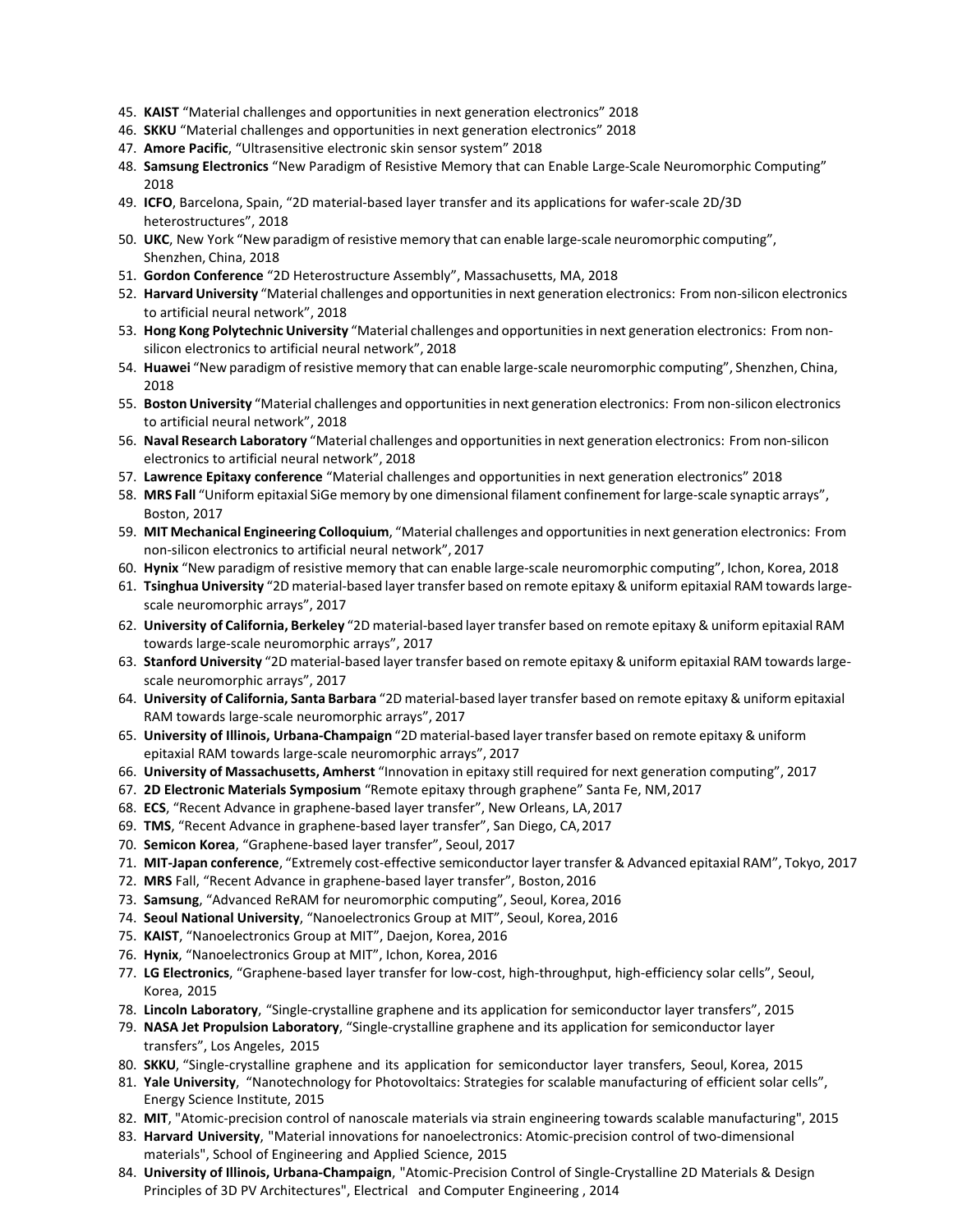45. **KAIST** "Material challenges and opportunities in next generation electronics" 2018
46. **SKKU** "Material challenges and opportunities in next generation electronics" 2018
47. **Amore Pacific**, "Ultrasensitive electronic skin sensor system" 2018
48. **Samsung Electronics** "New Paradigm of Resistive Memory that can Enable Large-Scale Neuromorphic Computing" 2018
49. **ICFO**, Barcelona, Spain, "2D material-based layer transfer and its applications for wafer-scale 2D/3D heterostructures", 2018
50. **UKC**, New York "New paradigm of resistive memory that can enable large-scale neuromorphic computing", Shenzhen, China, 2018
51. **Gordon Conference** "2D Heterostructure Assembly", Massachusetts, MA, 2018
52. **Harvard University** "Material challenges and opportunities in next generation electronics: From non-silicon electronics to artificial neural network", 2018
53. **Hong Kong Polytechnic University** "Material challenges and opportunities in next generation electronics: From non-silicon electronics to artificial neural network", 2018
54. **Huawei** "New paradigm of resistive memory that can enable large-scale neuromorphic computing", Shenzhen, China, 2018
55. **Boston University** "Material challenges and opportunities in next generation electronics: From non-silicon electronics to artificial neural network", 2018
56. **Naval Research Laboratory** "Material challenges and opportunities in next generation electronics: From non-silicon electronics to artificial neural network", 2018
57. **Lawrence Epitaxy conference** "Material challenges and opportunities in next generation electronics" 2018
58. **MRS Fall** "Uniform epitaxial SiGe memory by one dimensional filament confinement for large-scale synaptic arrays", Boston, 2017
59. **MIT Mechanical Engineering Colloquium**, "Material challenges and opportunities in next generation electronics: From non-silicon electronics to artificial neural network", 2017
60. **Hynix** "New paradigm of resistive memory that can enable large-scale neuromorphic computing", Ichon, Korea, 2018
61. **Tsinghua University** "2D material-based layer transfer based on remote epitaxy & uniform epitaxial RAM towards large-scale neuromorphic arrays", 2017
62. **University of California, Berkeley** "2D material-based layer transfer based on remote epitaxy & uniform epitaxial RAM towards large-scale neuromorphic arrays", 2017
63. **Stanford University** "2D material-based layer transfer based on remote epitaxy & uniform epitaxial RAM towards large-scale neuromorphic arrays", 2017
64. **University of California, Santa Barbara** "2D material-based layer transfer based on remote epitaxy & uniform epitaxial RAM towards large-scale neuromorphic arrays", 2017
65. **University of Illinois, Urbana-Champaign** "2D material-based layer transfer based on remote epitaxy & uniform epitaxial RAM towards large-scale neuromorphic arrays", 2017
66. **University of Massachusetts, Amherst** "Innovation in epitaxy still required for next generation computing", 2017
67. **2D Electronic Materials Symposium** "Remote epitaxy through graphene" Santa Fe, NM, 2017
68. **ECS**, "Recent Advance in graphene-based layer transfer", New Orleans, LA, 2017
69. **TMS**, "Recent Advance in graphene-based layer transfer", San Diego, CA, 2017
70. **Semicon Korea**, "Graphene-based layer transfer", Seoul, 2017
71. **MIT-Japan conference**, "Extremely cost-effective semiconductor layer transfer & Advanced epitaxial RAM", Tokyo, 2017
72. **MRS** Fall, "Recent Advance in graphene-based layer transfer", Boston, 2016
73. **Samsung**, "Advanced ReRAM for neuromorphic computing", Seoul, Korea, 2016
74. **Seoul National University**, "Nanoelectronics Group at MIT", Seoul, Korea, 2016
75. **KAIST**, "Nanoelectronics Group at MIT", Daejon, Korea, 2016
76. **Hynix**, "Nanoelectronics Group at MIT", Ichon, Korea, 2016
77. **LG Electronics**, "Graphene-based layer transfer for low-cost, high-throughput, high-efficiency solar cells", Seoul, Korea, 2015
78. **Lincoln Laboratory**, "Single-crystalline graphene and its application for semiconductor layer transfers", 2015
79. **NASA Jet Propulsion Laboratory**, "Single-crystalline graphene and its application for semiconductor layer transfers", Los Angeles, 2015
80. **SKKU**, "Single-crystalline graphene and its application for semiconductor layer transfers, Seoul, Korea, 2015
81. **Yale University**, "Nanotechnology for Photovoltaics: Strategies for scalable manufacturing of efficient solar cells", Energy Science Institute, 2015
82. **MIT**, "Atomic-precision control of nanoscale materials via strain engineering towards scalable manufacturing", 2015
83. **Harvard University**, "Material innovations for nanoelectronics: Atomic-precision control of two-dimensional materials", School of Engineering and Applied Science, 2015
84. **University of Illinois, Urbana-Champaign**, "Atomic-Precision Control of Single-Crystalline 2D Materials & Design Principles of 3D PV Architectures", Electrical and Computer Engineering , 2014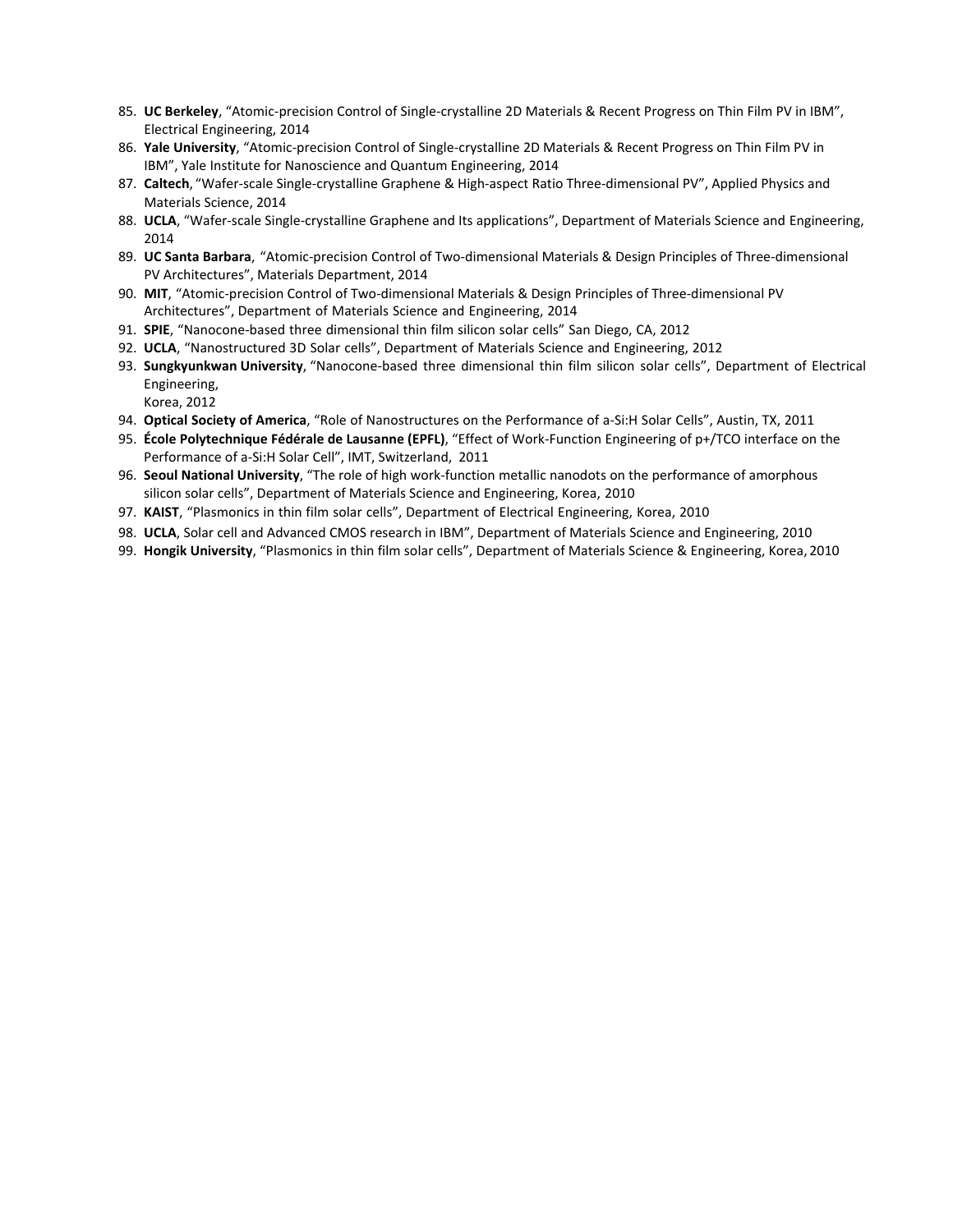85. **UC Berkeley**, “Atomic-precision Control of Single-crystalline 2D Materials & Recent Progress on Thin Film PV in IBM”, Electrical Engineering, 2014
86. **Yale University**, “Atomic-precision Control of Single-crystalline 2D Materials & Recent Progress on Thin Film PV in IBM”, Yale Institute for Nanoscience and Quantum Engineering, 2014
87. **Caltech**, “Wafer-scale Single-crystalline Graphene & High-aspect Ratio Three-dimensional PV”, Applied Physics and Materials Science, 2014
88. **UCLA**, “Wafer-scale Single-crystalline Graphene and Its applications”, Department of Materials Science and Engineering, 2014
89. **UC Santa Barbara**, “Atomic-precision Control of Two-dimensional Materials & Design Principles of Three-dimensional PV Architectures”, Materials Department, 2014
90. **MIT**, “Atomic-precision Control of Two-dimensional Materials & Design Principles of Three-dimensional PV Architectures”, Department of Materials Science and Engineering, 2014
91. **SPIE**, “Nanocone-based three dimensional thin film silicon solar cells” San Diego, CA, 2012
92. **UCLA**, “Nanostructured 3D Solar cells”, Department of Materials Science and Engineering, 2012
93. **Sungkyunkwan University**, “Nanocone-based three dimensional thin film silicon solar cells”, Department of Electrical Engineering,
    Korea, 2012
94. **Optical Society of America**, “Role of Nanostructures on the Performance of a-Si:H Solar Cells”, Austin, TX, 2011
95. **École Polytechnique Fédérale de Lausanne (EPFL)**, “Effect of Work-Function Engineering of p+/TCO interface on the Performance of a-Si:H Solar Cell”, IMT, Switzerland, 2011
96. **Seoul National University**, “The role of high work-function metallic nanodots on the performance of amorphous silicon solar cells”, Department of Materials Science and Engineering, Korea, 2010
97. **KAIST**, “Plasmonics in thin film solar cells”, Department of Electrical Engineering, Korea, 2010
98. **UCLA**, Solar cell and Advanced CMOS research in IBM”, Department of Materials Science and Engineering, 2010
99. **Hongik University**, “Plasmonics in thin film solar cells”, Department of Materials Science & Engineering, Korea, 2010